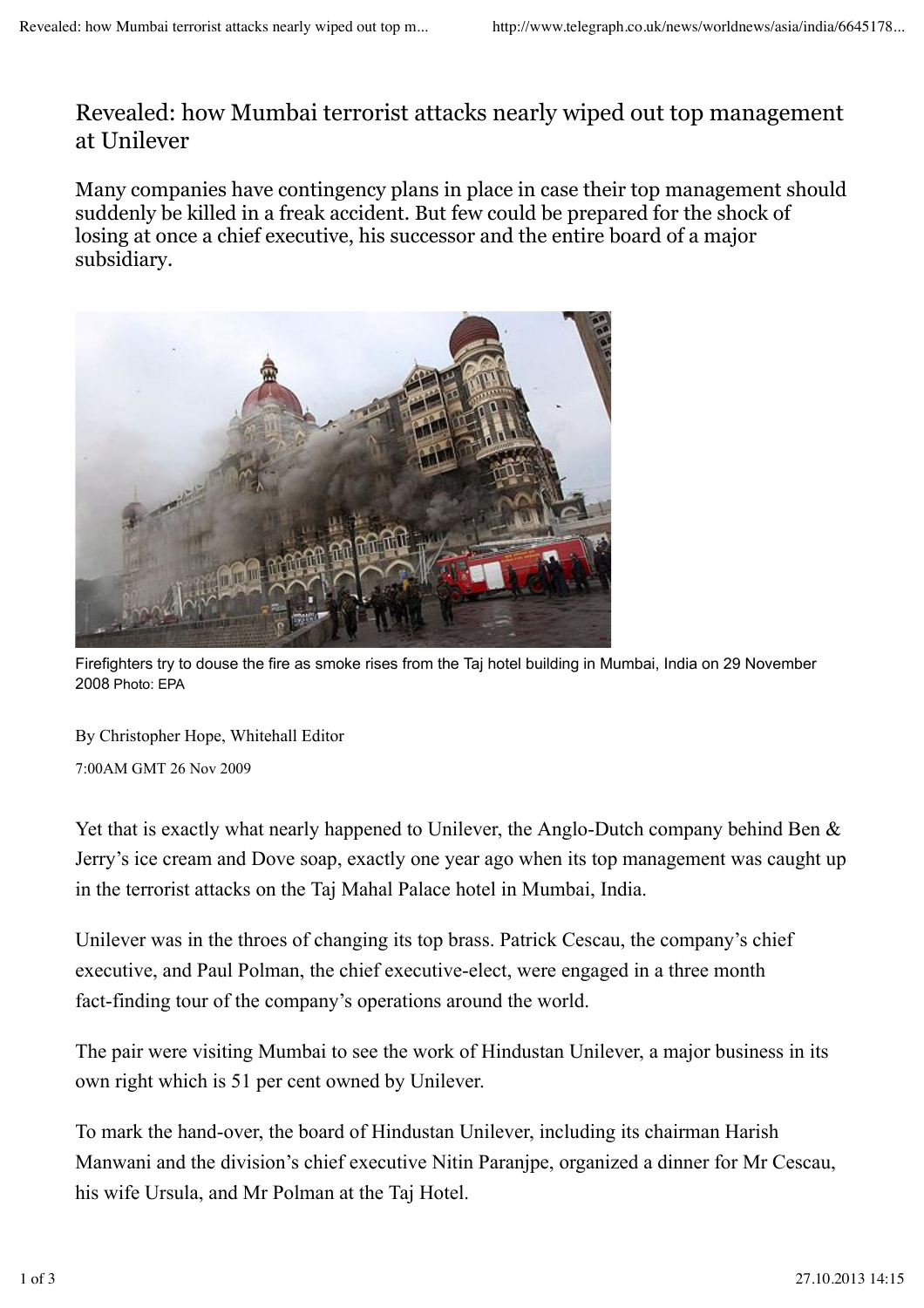# Revealed: how Mumbai terrorist attacks nearly wiped out top management at Unilever

Many companies have contingency plans in place in case their top management should suddenly be killed in a freak accident. But few could be prepared for the shock of losing at once a chief executive, his successor and the entire board of a major subsidiary.

Firefighters try to douse the fire as smoke rises from the Taj hotel building in Mumbai, India on 29 November 2008 Photo: EPA

By Christopher Hope, Whitehall Editor

7:00AM GMT 26 Nov 2009

Yet that is exactly what nearly happened to Unilever, the Anglo-Dutch company behind Ben & Jerry's ice cream and Dove soap, exactly one year ago when its top management was caught up in the terrorist attacks on the Taj Mahal Palace hotel in Mumbai, India.

Unilever was in the throes of changing its top brass. Patrick Cescau, the company's chief executive, and Paul Polman, the chief executive-elect, were engaged in a three month fact-finding tour of the company's operations around the world.

The pair were visiting Mumbai to see the work of Hindustan Unilever, a major business in its own right which is 51 per cent owned by Unilever.

To mark the hand-over, the board of Hindustan Unilever, including its chairman Harish Manwani and the division's chief executive Nitin Paranjpe, organized a dinner for Mr Cescau, his wife Ursula, and Mr Polman at the Taj Hotel.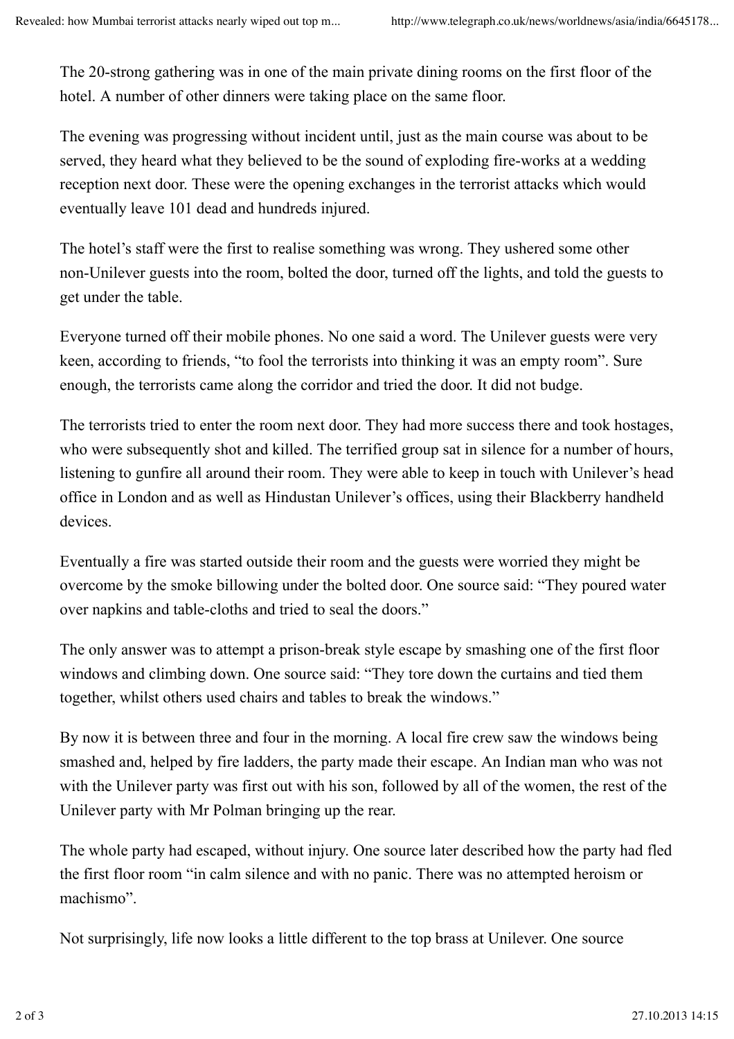The 20-strong gathering was in one of the main private dining rooms on the first floor of the hotel. A number of other dinners were taking place on the same floor.

The evening was progressing without incident until, just as the main course was about to be served, they heard what they believed to be the sound of exploding fire-works at a wedding reception next door. These were the opening exchanges in the terrorist attacks which would eventually leave 101 dead and hundreds injured.

The hotel's staff were the first to realise something was wrong. They ushered some other non-Unilever guests into the room, bolted the door, turned off the lights, and told the guests to get under the table.

Everyone turned off their mobile phones. No one said a word. The Unilever guests were very keen, according to friends, "to fool the terrorists into thinking it was an empty room". Sure enough, the terrorists came along the corridor and tried the door. It did not budge.

The terrorists tried to enter the room next door. They had more success there and took hostages, who were subsequently shot and killed. The terrified group sat in silence for a number of hours, listening to gunfire all around their room. They were able to keep in touch with Unilever's head office in London and as well as Hindustan Unilever's offices, using their Blackberry handheld devices.

Eventually a fire was started outside their room and the guests were worried they might be overcome by the smoke billowing under the bolted door. One source said: "They poured water over napkins and table-cloths and tried to seal the doors."

The only answer was to attempt a prison-break style escape by smashing one of the first floor windows and climbing down. One source said: "They tore down the curtains and tied them together, whilst others used chairs and tables to break the windows."

By now it is between three and four in the morning. A local fire crew saw the windows being smashed and, helped by fire ladders, the party made their escape. An Indian man who was not with the Unilever party was first out with his son, followed by all of the women, the rest of the Unilever party with Mr Polman bringing up the rear.

The whole party had escaped, without injury. One source later described how the party had fled the first floor room "in calm silence and with no panic. There was no attempted heroism or machismo".

Not surprisingly, life now looks a little different to the top brass at Unilever. One source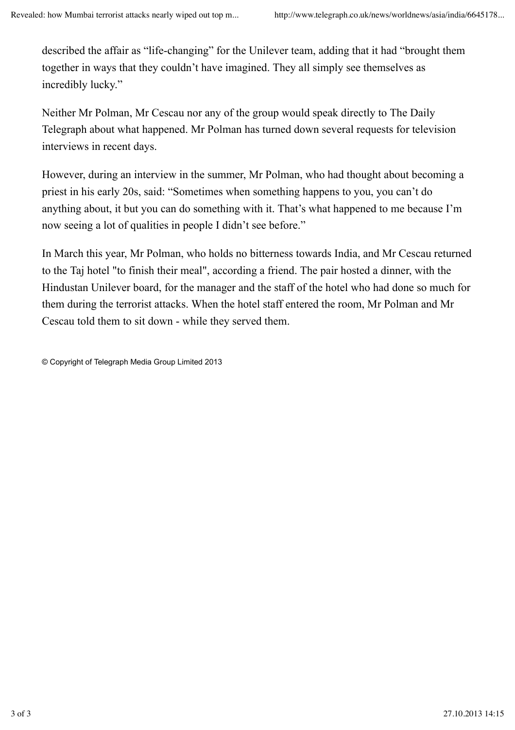described the affair as “life-changing” for the Unilever team, adding that it had “brought them together in ways that they couldn’t have imagined. They all simply see themselves as incredibly lucky.”

Neither Mr Polman, Mr Cescau nor any of the group would speak directly to The Daily Telegraph about what happened. Mr Polman has turned down several requests for television interviews in recent days.

However, during an interview in the summer, Mr Polman, who had thought about becoming a priest in his early 20s, said: “Sometimes when something happens to you, you can’t do anything about, it but you can do something with it. That’s what happened to me because I’m now seeing a lot of qualities in people I didn’t see before.”

In March this year, Mr Polman, who holds no bitterness towards India, and Mr Cescau returned to the Taj hotel "to finish their meal", according a friend. The pair hosted a dinner, with the Hindustan Unilever board, for the manager and the staff of the hotel who had done so much for them during the terrorist attacks. When the hotel staff entered the room, Mr Polman and Mr Cescau told them to sit down - while they served them.

© Copyright of Telegraph Media Group Limited 2013